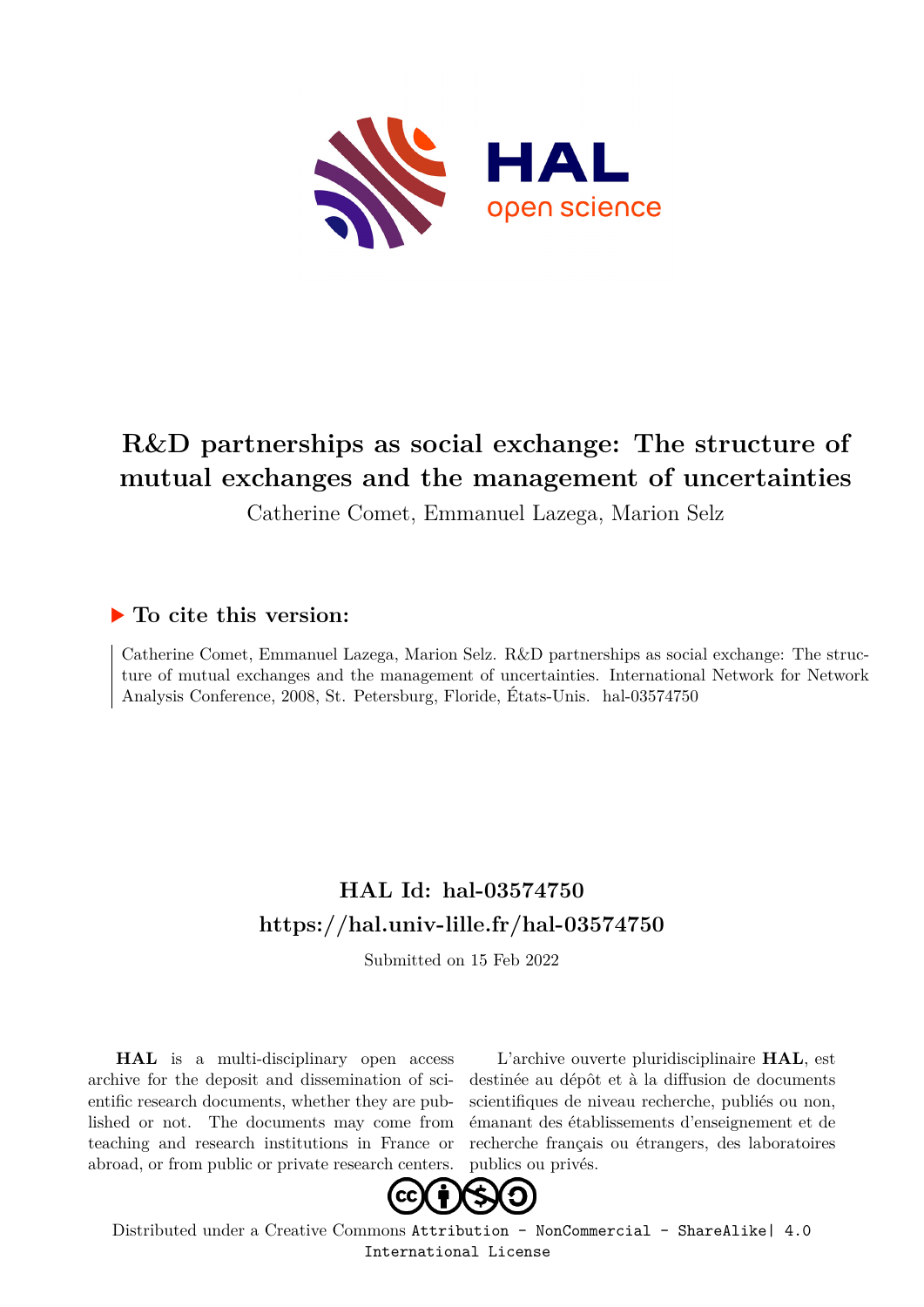# R&D partnerships as social exchange: The structure of mutual exchanges and the management of uncertainties

Catherine Comet, Emmanuel Lazega, Marion Selz

## ▶ To cite this version:

Catherine Comet, Emmanuel Lazega, Marion Selz. R&D partnerships as social exchange: The structure of mutual exchanges and the management of uncertainties. International Network for Network Analysis Conference, 2008, St. Petersburg, Floride, États-Unis. hal-03574750

## HAL Id: hal-03574750

## https://hal.univ-lille.fr/hal-03574750

Submitted on 15 Feb 2022

**HAL** is a multi-disciplinary open access archive for the deposit and dissemination of scientific research documents, whether they are published or not. The documents may come from teaching and research institutions in France or abroad, or from public or private research centers.

L'archive ouverte pluridisciplinaire **HAL**, est destinée au dépôt et à la diffusion de documents scientifiques de niveau recherche, publiés ou non, émanant des établissements d'enseignement et de recherche français ou étrangers, des laboratoires publics ou privés.

Distributed under a Creative Commons Attribution - NonCommercial - ShareAlike| 4.0 International License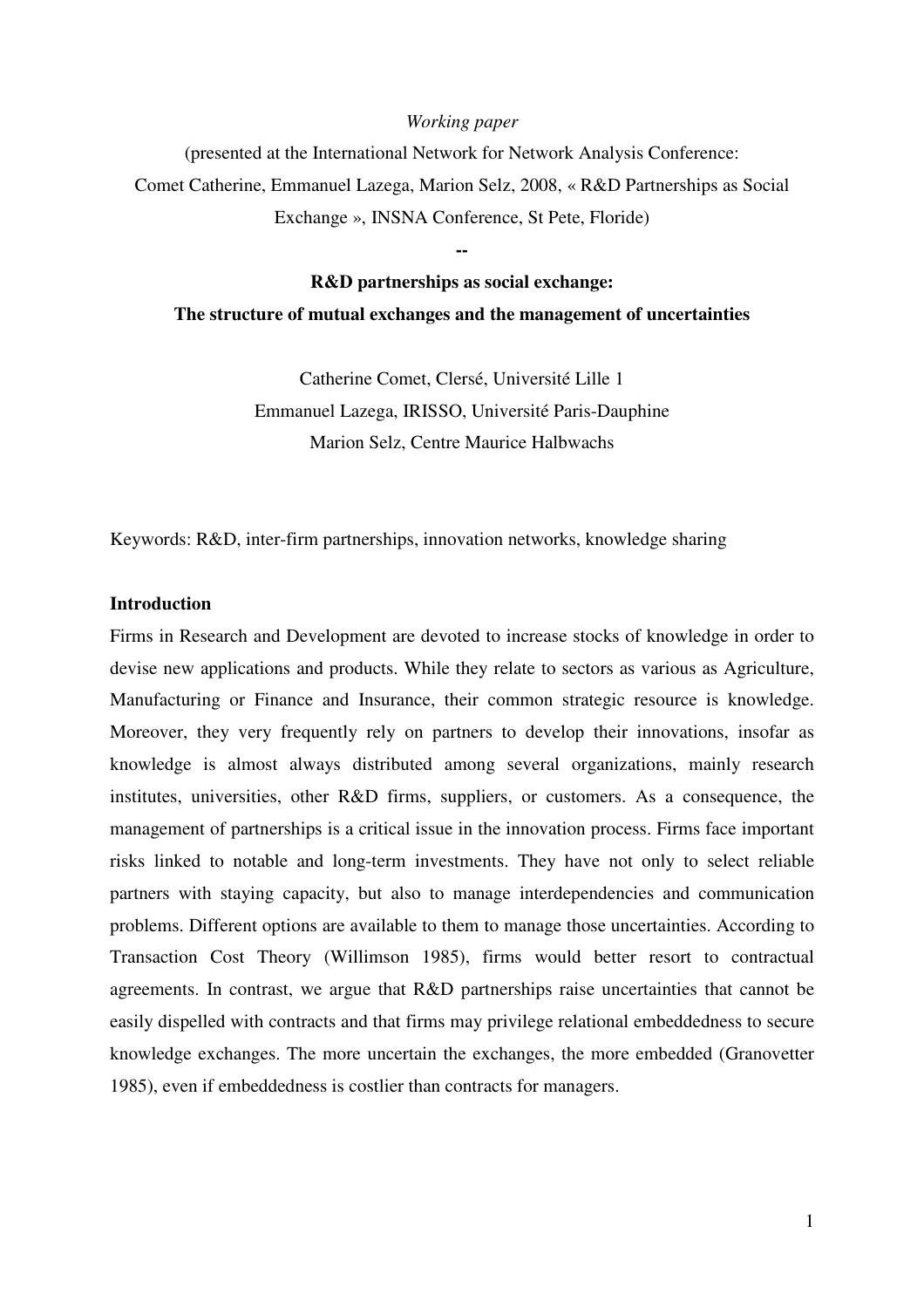*Working paper*

(presented at the International Network for Network Analysis Conference: Comet Catherine, Emmanuel Lazega, Marion Selz, 2008, « R&D Partnerships as Social Exchange », INSNA Conference, St Pete, Floride)

--

**R&D partnerships as social exchange:**
**The structure of mutual exchanges and the management of uncertainties**

Catherine Comet, Clersé, Université Lille 1
Emmanuel Lazega, IRISSO, Université Paris-Dauphine
Marion Selz, Centre Maurice Halbwachs

Keywords: R&D, inter-firm partnerships, innovation networks, knowledge sharing

## Introduction

Firms in Research and Development are devoted to increase stocks of knowledge in order to devise new applications and products. While they relate to sectors as various as Agriculture, Manufacturing or Finance and Insurance, their common strategic resource is knowledge. Moreover, they very frequently rely on partners to develop their innovations, insofar as knowledge is almost always distributed among several organizations, mainly research institutes, universities, other R&D firms, suppliers, or customers. As a consequence, the management of partnerships is a critical issue in the innovation process. Firms face important risks linked to notable and long-term investments. They have not only to select reliable partners with staying capacity, but also to manage interdependencies and communication problems. Different options are available to them to manage those uncertainties. According to Transaction Cost Theory (Willimson 1985), firms would better resort to contractual agreements. In contrast, we argue that R&D partnerships raise uncertainties that cannot be easily dispelled with contracts and that firms may privilege relational embeddedness to secure knowledge exchanges. The more uncertain the exchanges, the more embedded (Granovetter 1985), even if embeddedness is costlier than contracts for managers.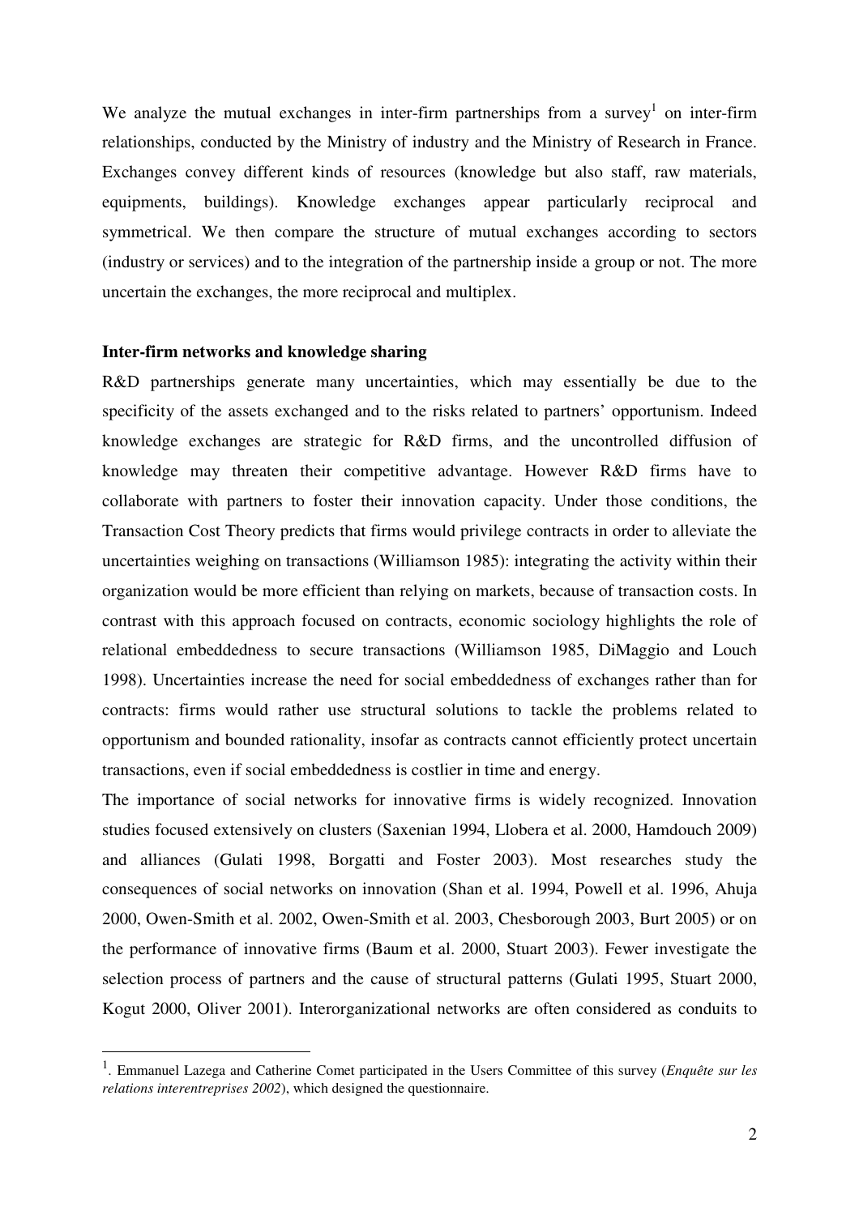We analyze the mutual exchanges in inter-firm partnerships from a survey[1] on inter-firm relationships, conducted by the Ministry of industry and the Ministry of Research in France. Exchanges convey different kinds of resources (knowledge but also staff, raw materials, equipments, buildings). Knowledge exchanges appear particularly reciprocal and symmetrical. We then compare the structure of mutual exchanges according to sectors (industry or services) and to the integration of the partnership inside a group or not. The more uncertain the exchanges, the more reciprocal and multiplex.

**Inter-firm networks and knowledge sharing**

R&D partnerships generate many uncertainties, which may essentially be due to the specificity of the assets exchanged and to the risks related to partners' opportunism. Indeed knowledge exchanges are strategic for R&D firms, and the uncontrolled diffusion of knowledge may threaten their competitive advantage. However R&D firms have to collaborate with partners to foster their innovation capacity. Under those conditions, the Transaction Cost Theory predicts that firms would privilege contracts in order to alleviate the uncertainties weighing on transactions (Williamson 1985): integrating the activity within their organization would be more efficient than relying on markets, because of transaction costs. In contrast with this approach focused on contracts, economic sociology highlights the role of relational embeddedness to secure transactions (Williamson 1985, DiMaggio and Louch 1998). Uncertainties increase the need for social embeddedness of exchanges rather than for contracts: firms would rather use structural solutions to tackle the problems related to opportunism and bounded rationality, insofar as contracts cannot efficiently protect uncertain transactions, even if social embeddedness is costlier in time and energy.

The importance of social networks for innovative firms is widely recognized. Innovation studies focused extensively on clusters (Saxenian 1994, Llobera et al. 2000, Hamdouch 2009) and alliances (Gulati 1998, Borgatti and Foster 2003). Most researches study the consequences of social networks on innovation (Shan et al. 1994, Powell et al. 1996, Ahuja 2000, Owen-Smith et al. 2002, Owen-Smith et al. 2003, Chesborough 2003, Burt 2005) or on the performance of innovative firms (Baum et al. 2000, Stuart 2003). Fewer investigate the selection process of partners and the cause of structural patterns (Gulati 1995, Stuart 2000, Kogut 2000, Oliver 2001). Interorganizational networks are often considered as conduits to

---

[1]. Emmanuel Lazega and Catherine Comet participated in the Users Committee of this survey (*Enquête sur les relations interentreprises 2002*), which designed the questionnaire.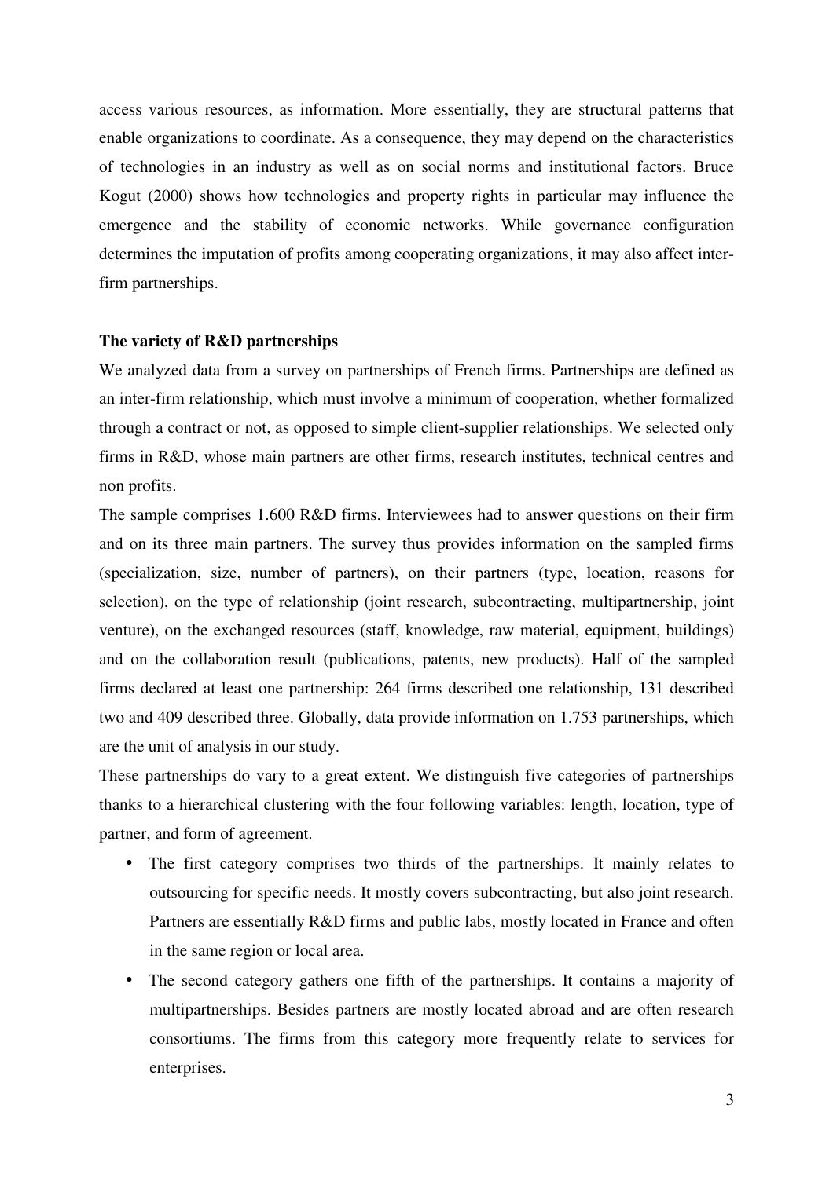access various resources, as information. More essentially, they are structural patterns that enable organizations to coordinate. As a consequence, they may depend on the characteristics of technologies in an industry as well as on social norms and institutional factors. Bruce Kogut (2000) shows how technologies and property rights in particular may influence the emergence and the stability of economic networks. While governance configuration determines the imputation of profits among cooperating organizations, it may also affect inter-firm partnerships.

**The variety of R&D partnerships**

We analyzed data from a survey on partnerships of French firms. Partnerships are defined as an inter-firm relationship, which must involve a minimum of cooperation, whether formalized through a contract or not, as opposed to simple client-supplier relationships. We selected only firms in R&D, whose main partners are other firms, research institutes, technical centres and non profits.

The sample comprises 1.600 R&D firms. Interviewees had to answer questions on their firm and on its three main partners. The survey thus provides information on the sampled firms (specialization, size, number of partners), on their partners (type, location, reasons for selection), on the type of relationship (joint research, subcontracting, multipartnership, joint venture), on the exchanged resources (staff, knowledge, raw material, equipment, buildings) and on the collaboration result (publications, patents, new products). Half of the sampled firms declared at least one partnership: 264 firms described one relationship, 131 described two and 409 described three. Globally, data provide information on 1.753 partnerships, which are the unit of analysis in our study.

These partnerships do vary to a great extent. We distinguish five categories of partnerships thanks to a hierarchical clustering with the four following variables: length, location, type of partner, and form of agreement.

- The first category comprises two thirds of the partnerships. It mainly relates to outsourcing for specific needs. It mostly covers subcontracting, but also joint research. Partners are essentially R&D firms and public labs, mostly located in France and often in the same region or local area.
- The second category gathers one fifth of the partnerships. It contains a majority of multipartnerships. Besides partners are mostly located abroad and are often research consortiums. The firms from this category more frequently relate to services for enterprises.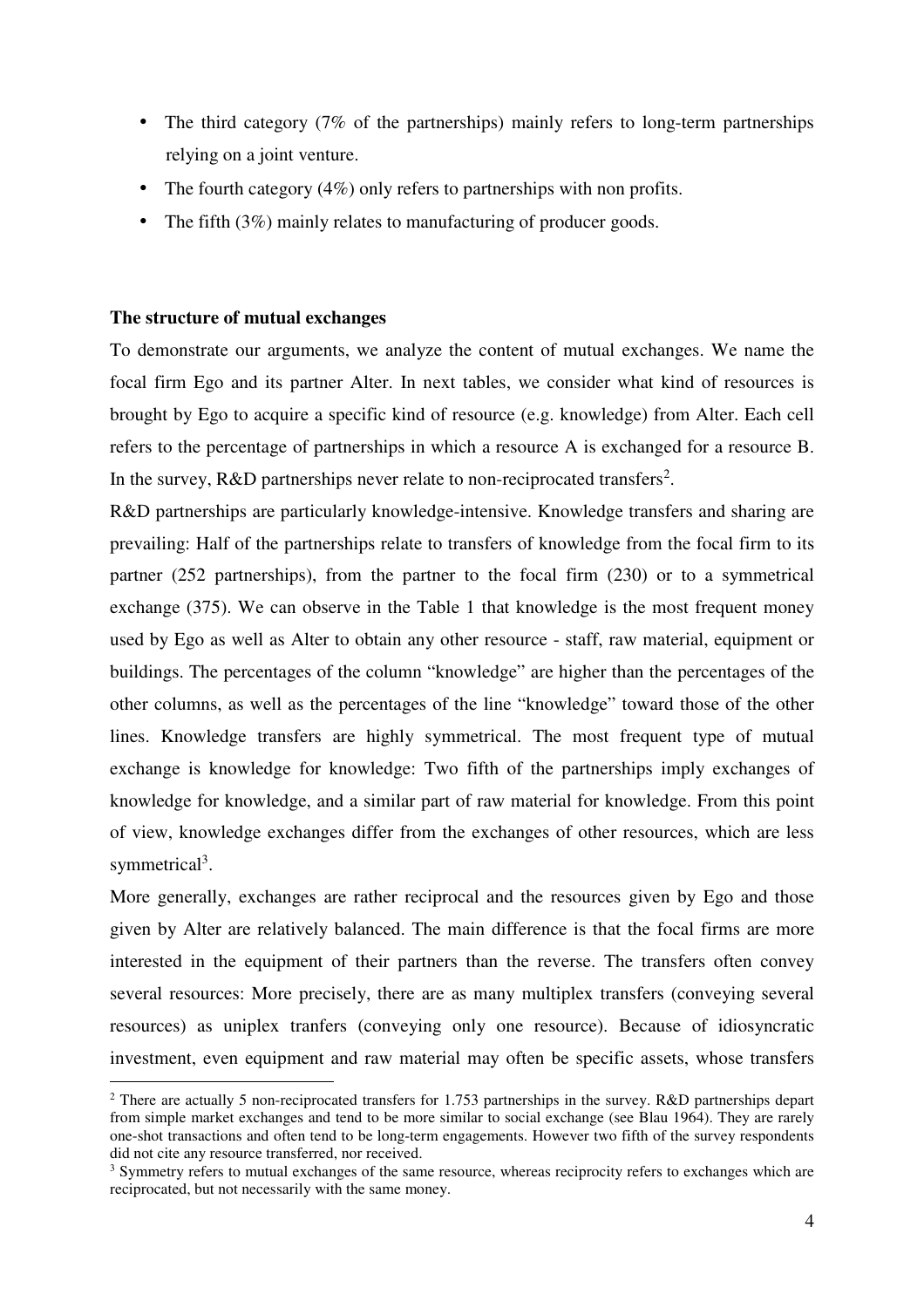- The third category (7% of the partnerships) mainly refers to long-term partnerships relying on a joint venture.
- The fourth category (4%) only refers to partnerships with non profits.
- The fifth (3%) mainly relates to manufacturing of producer goods.

**The structure of mutual exchanges**

To demonstrate our arguments, we analyze the content of mutual exchanges. We name the focal firm Ego and its partner Alter. In next tables, we consider what kind of resources is brought by Ego to acquire a specific kind of resource (e.g. knowledge) from Alter. Each cell refers to the percentage of partnerships in which a resource A is exchanged for a resource B. In the survey, R&D partnerships never relate to non-reciprocated transfers[2].

R&D partnerships are particularly knowledge-intensive. Knowledge transfers and sharing are prevailing: Half of the partnerships relate to transfers of knowledge from the focal firm to its partner (252 partnerships), from the partner to the focal firm (230) or to a symmetrical exchange (375). We can observe in the Table 1 that knowledge is the most frequent money used by Ego as well as Alter to obtain any other resource - staff, raw material, equipment or buildings. The percentages of the column "knowledge" are higher than the percentages of the other columns, as well as the percentages of the line "knowledge" toward those of the other lines. Knowledge transfers are highly symmetrical. The most frequent type of mutual exchange is knowledge for knowledge: Two fifth of the partnerships imply exchanges of knowledge for knowledge, and a similar part of raw material for knowledge. From this point of view, knowledge exchanges differ from the exchanges of other resources, which are less symmetrical[3].

More generally, exchanges are rather reciprocal and the resources given by Ego and those given by Alter are relatively balanced. The main difference is that the focal firms are more interested in the equipment of their partners than the reverse. The transfers often convey several resources: More precisely, there are as many multiplex transfers (conveying several resources) as uniplex tranfers (conveying only one resource). Because of idiosyncratic investment, even equipment and raw material may often be specific assets, whose transfers

[2] There are actually 5 non-reciprocated transfers for 1.753 partnerships in the survey. R&D partnerships depart from simple market exchanges and tend to be more similar to social exchange (see Blau 1964). They are rarely one-shot transactions and often tend to be long-term engagements. However two fifth of the survey respondents did not cite any resource transferred, nor received.

[3] Symmetry refers to mutual exchanges of the same resource, whereas reciprocity refers to exchanges which are reciprocated, but not necessarily with the same money.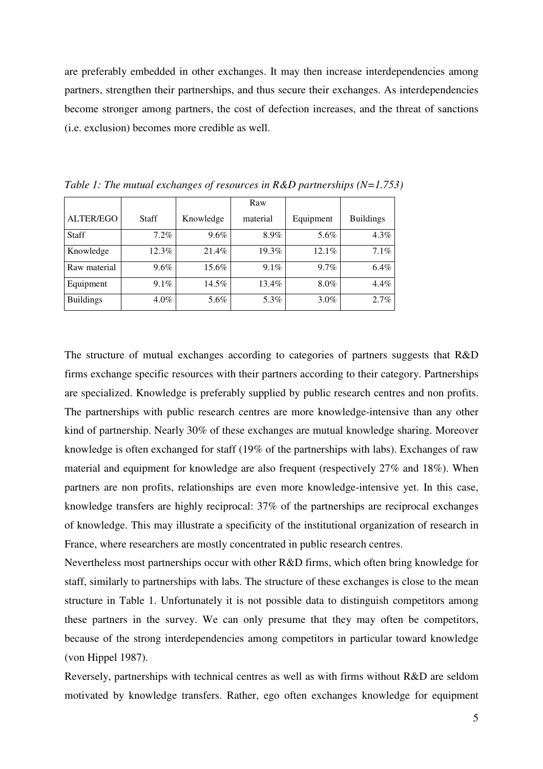are preferably embedded in other exchanges. It may then increase interdependencies among partners, strengthen their partnerships, and thus secure their exchanges. As interdependencies become stronger among partners, the cost of defection increases, and the threat of sanctions (i.e. exclusion) becomes more credible as well.

*Table 1: The mutual exchanges of resources in R&D partnerships (N=1.753)*

| ALTER/EGO | Staff | Knowledge | Raw material | Equipment | Buildings |
|---|---|---|---|---|---|
| Staff | 7.2% | 9.6% | 8.9% | 5.6% | 4.3% |
| Knowledge | 12.3% | 21.4% | 19.3% | 12.1% | 7.1% |
| Raw material | 9.6% | 15.6% | 9.1% | 9.7% | 6.4% |
| Equipment | 9.1% | 14.5% | 13.4% | 8.0% | 4.4% |
| Buildings | 4.0% | 5.6% | 5.3% | 3.0% | 2.7% |

The structure of mutual exchanges according to categories of partners suggests that R&D firms exchange specific resources with their partners according to their category. Partnerships are specialized. Knowledge is preferably supplied by public research centres and non profits. The partnerships with public research centres are more knowledge-intensive than any other kind of partnership. Nearly 30% of these exchanges are mutual knowledge sharing. Moreover knowledge is often exchanged for staff (19% of the partnerships with labs). Exchanges of raw material and equipment for knowledge are also frequent (respectively 27% and 18%). When partners are non profits, relationships are even more knowledge-intensive yet. In this case, knowledge transfers are highly reciprocal: 37% of the partnerships are reciprocal exchanges of knowledge. This may illustrate a specificity of the institutional organization of research in France, where researchers are mostly concentrated in public research centres.

Nevertheless most partnerships occur with other R&D firms, which often bring knowledge for staff, similarly to partnerships with labs. The structure of these exchanges is close to the mean structure in Table 1. Unfortunately it is not possible data to distinguish competitors among these partners in the survey. We can only presume that they may often be competitors, because of the strong interdependencies among competitors in particular toward knowledge (von Hippel 1987).

Reversely, partnerships with technical centres as well as with firms without R&D are seldom motivated by knowledge transfers. Rather, ego often exchanges knowledge for equipment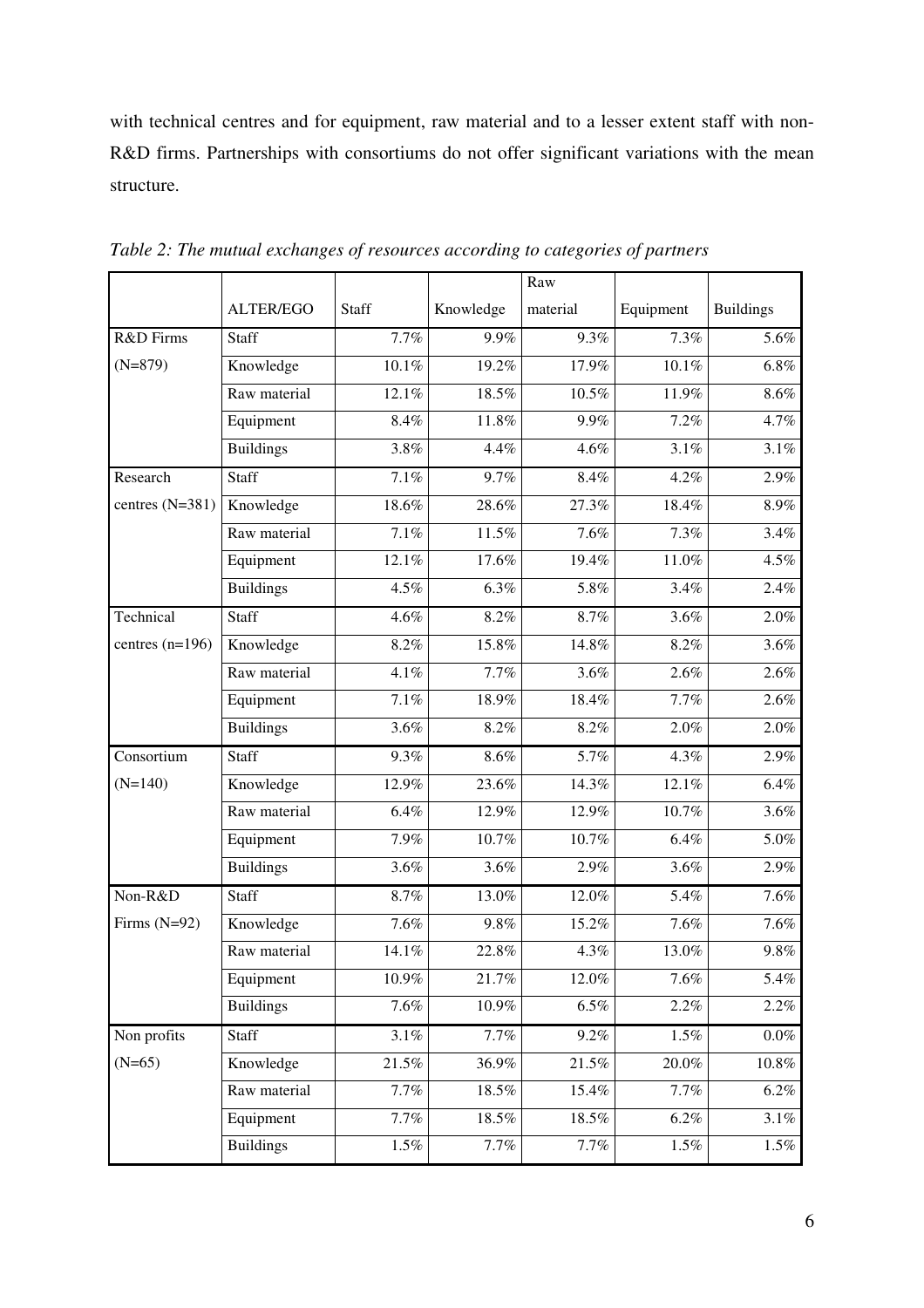with technical centres and for equipment, raw material and to a lesser extent staff with non-R&D firms. Partnerships with consortiums do not offer significant variations with the mean structure.

*Table 2: The mutual exchanges of resources according to categories of partners*

| | ALTER/EGO | Staff | Knowledge | Raw material | Equipment | Buildings |
|---|---|---|---|---|---|---|
| R&D Firms (N=879) | Staff | 7.7% | 9.9% | 9.3% | 7.3% | 5.6% |
| | Knowledge | 10.1% | 19.2% | 17.9% | 10.1% | 6.8% |
| | Raw material | 12.1% | 18.5% | 10.5% | 11.9% | 8.6% |
| | Equipment | 8.4% | 11.8% | 9.9% | 7.2% | 4.7% |
| | Buildings | 3.8% | 4.4% | 4.6% | 3.1% | 3.1% |
| Research centres (N=381) | Staff | 7.1% | 9.7% | 8.4% | 4.2% | 2.9% |
| | Knowledge | 18.6% | 28.6% | 27.3% | 18.4% | 8.9% |
| | Raw material | 7.1% | 11.5% | 7.6% | 7.3% | 3.4% |
| | Equipment | 12.1% | 17.6% | 19.4% | 11.0% | 4.5% |
| | Buildings | 4.5% | 6.3% | 5.8% | 3.4% | 2.4% |
| Technical centres (n=196) | Staff | 4.6% | 8.2% | 8.7% | 3.6% | 2.0% |
| | Knowledge | 8.2% | 15.8% | 14.8% | 8.2% | 3.6% |
| | Raw material | 4.1% | 7.7% | 3.6% | 2.6% | 2.6% |
| | Equipment | 7.1% | 18.9% | 18.4% | 7.7% | 2.6% |
| | Buildings | 3.6% | 8.2% | 8.2% | 2.0% | 2.0% |
| Consortium (N=140) | Staff | 9.3% | 8.6% | 5.7% | 4.3% | 2.9% |
| | Knowledge | 12.9% | 23.6% | 14.3% | 12.1% | 6.4% |
| | Raw material | 6.4% | 12.9% | 12.9% | 10.7% | 3.6% |
| | Equipment | 7.9% | 10.7% | 10.7% | 6.4% | 5.0% |
| | Buildings | 3.6% | 3.6% | 2.9% | 3.6% | 2.9% |
| Non-R&D Firms (N=92) | Staff | 8.7% | 13.0% | 12.0% | 5.4% | 7.6% |
| | Knowledge | 7.6% | 9.8% | 15.2% | 7.6% | 7.6% |
| | Raw material | 14.1% | 22.8% | 4.3% | 13.0% | 9.8% |
| | Equipment | 10.9% | 21.7% | 12.0% | 7.6% | 5.4% |
| | Buildings | 7.6% | 10.9% | 6.5% | 2.2% | 2.2% |
| Non profits (N=65) | Staff | 3.1% | 7.7% | 9.2% | 1.5% | 0.0% |
| | Knowledge | 21.5% | 36.9% | 21.5% | 20.0% | 10.8% |
| | Raw material | 7.7% | 18.5% | 15.4% | 7.7% | 6.2% |
| | Equipment | 7.7% | 18.5% | 18.5% | 6.2% | 3.1% |
| | Buildings | 1.5% | 7.7% | 7.7% | 1.5% | 1.5% |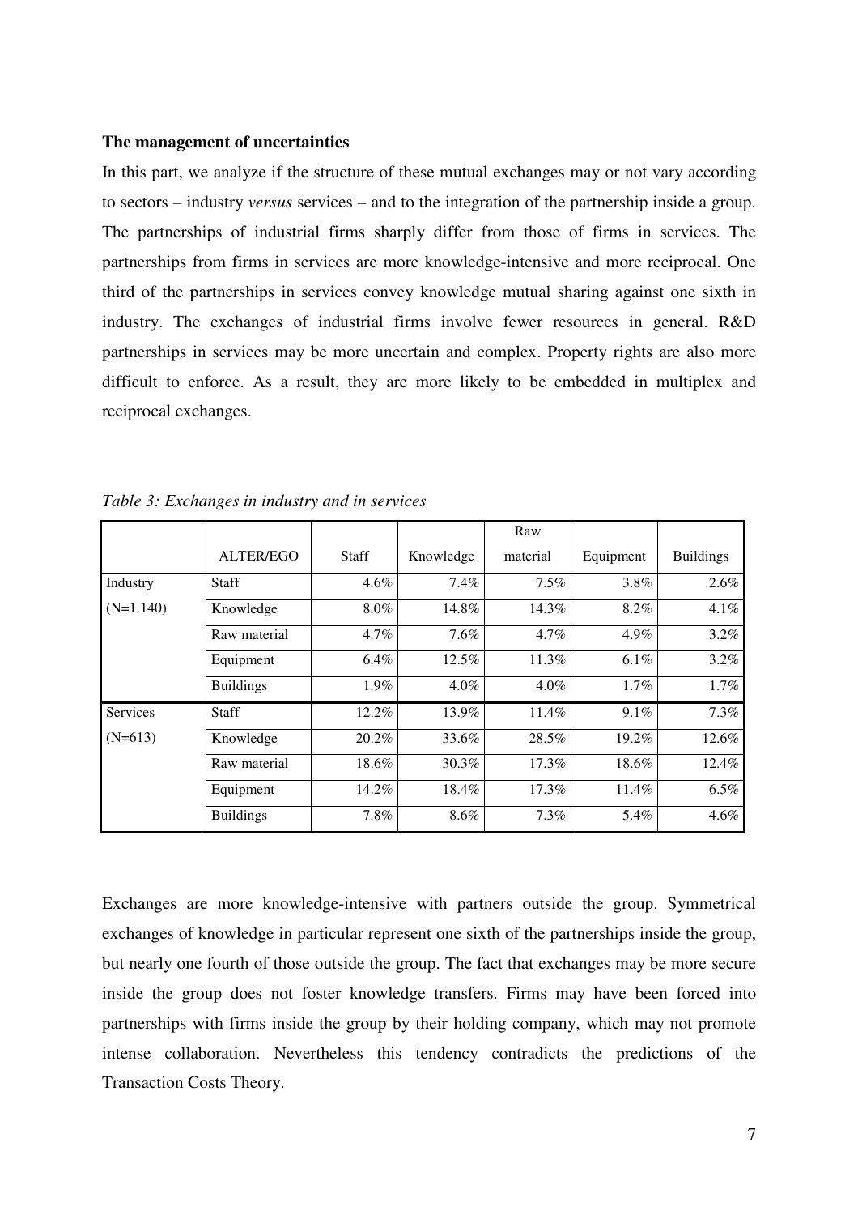**The management of uncertainties**

In this part, we analyze if the structure of these mutual exchanges may or not vary according to sectors – industry *versus* services – and to the integration of the partnership inside a group. The partnerships of industrial firms sharply differ from those of firms in services. The partnerships from firms in services are more knowledge-intensive and more reciprocal. One third of the partnerships in services convey knowledge mutual sharing against one sixth in industry. The exchanges of industrial firms involve fewer resources in general. R&D partnerships in services may be more uncertain and complex. Property rights are also more difficult to enforce. As a result, they are more likely to be embedded in multiplex and reciprocal exchanges.

*Table 3: Exchanges in industry and in services*

| | ALTER/EGO | Staff | Knowledge | Raw material | Equipment | Buildings |
|---|---|---|---|---|---|---|
| Industry (N=1.140) | Staff | 4.6% | 7.4% | 7.5% | 3.8% | 2.6% |
| | Knowledge | 8.0% | 14.8% | 14.3% | 8.2% | 4.1% |
| | Raw material | 4.7% | 7.6% | 4.7% | 4.9% | 3.2% |
| | Equipment | 6.4% | 12.5% | 11.3% | 6.1% | 3.2% |
| | Buildings | 1.9% | 4.0% | 4.0% | 1.7% | 1.7% |
| Services (N=613) | Staff | 12.2% | 13.9% | 11.4% | 9.1% | 7.3% |
| | Knowledge | 20.2% | 33.6% | 28.5% | 19.2% | 12.6% |
| | Raw material | 18.6% | 30.3% | 17.3% | 18.6% | 12.4% |
| | Equipment | 14.2% | 18.4% | 17.3% | 11.4% | 6.5% |
| | Buildings | 7.8% | 8.6% | 7.3% | 5.4% | 4.6% |

Exchanges are more knowledge-intensive with partners outside the group. Symmetrical exchanges of knowledge in particular represent one sixth of the partnerships inside the group, but nearly one fourth of those outside the group. The fact that exchanges may be more secure inside the group does not foster knowledge transfers. Firms may have been forced into partnerships with firms inside the group by their holding company, which may not promote intense collaboration. Nevertheless this tendency contradicts the predictions of the Transaction Costs Theory.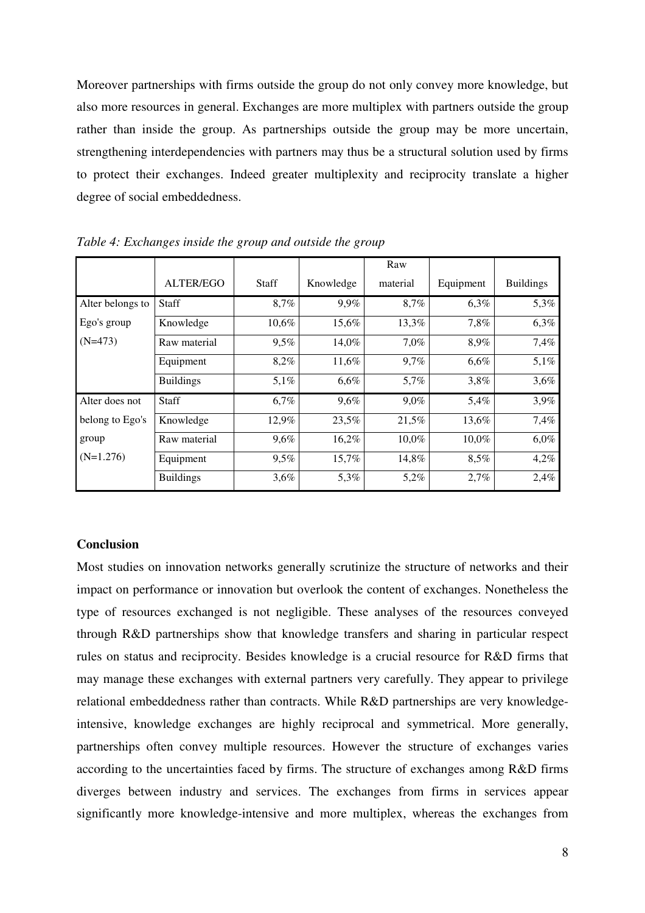Moreover partnerships with firms outside the group do not only convey more knowledge, but also more resources in general. Exchanges are more multiplex with partners outside the group rather than inside the group. As partnerships outside the group may be more uncertain, strengthening interdependencies with partners may thus be a structural solution used by firms to protect their exchanges. Indeed greater multiplexity and reciprocity translate a higher degree of social embeddedness.

*Table 4: Exchanges inside the group and outside the group*

| | ALTER/EGO | Staff | Knowledge | Raw material | Equipment | Buildings |
|---|---|---|---|---|---|---|
| Alter belongs to Ego's group (N=473) | Staff | 8,7% | 9,9% | 8,7% | 6,3% | 5,3% |
| | Knowledge | 10,6% | 15,6% | 13,3% | 7,8% | 6,3% |
| | Raw material | 9,5% | 14,0% | 7,0% | 8,9% | 7,4% |
| | Equipment | 8,2% | 11,6% | 9,7% | 6,6% | 5,1% |
| | Buildings | 5,1% | 6,6% | 5,7% | 3,8% | 3,6% |
| Alter does not belong to Ego's group (N=1.276) | Staff | 6,7% | 9,6% | 9,0% | 5,4% | 3,9% |
| | Knowledge | 12,9% | 23,5% | 21,5% | 13,6% | 7,4% |
| | Raw material | 9,6% | 16,2% | 10,0% | 10,0% | 6,0% |
| | Equipment | 9,5% | 15,7% | 14,8% | 8,5% | 4,2% |
| | Buildings | 3,6% | 5,3% | 5,2% | 2,7% | 2,4% |

**Conclusion**

Most studies on innovation networks generally scrutinize the structure of networks and their impact on performance or innovation but overlook the content of exchanges. Nonetheless the type of resources exchanged is not negligible. These analyses of the resources conveyed through R&D partnerships show that knowledge transfers and sharing in particular respect rules on status and reciprocity. Besides knowledge is a crucial resource for R&D firms that may manage these exchanges with external partners very carefully. They appear to privilege relational embeddedness rather than contracts. While R&D partnerships are very knowledge-intensive, knowledge exchanges are highly reciprocal and symmetrical. More generally, partnerships often convey multiple resources. However the structure of exchanges varies according to the uncertainties faced by firms. The structure of exchanges among R&D firms diverges between industry and services. The exchanges from firms in services appear significantly more knowledge-intensive and more multiplex, whereas the exchanges from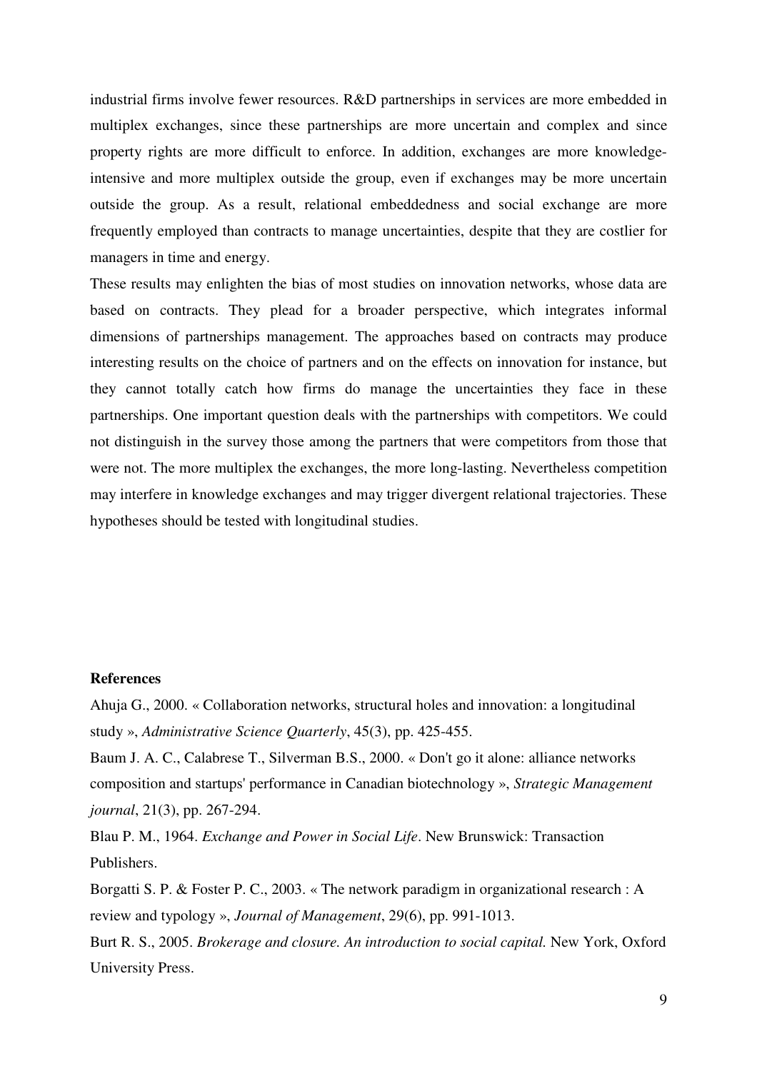industrial firms involve fewer resources. R&D partnerships in services are more embedded in multiplex exchanges, since these partnerships are more uncertain and complex and since property rights are more difficult to enforce. In addition, exchanges are more knowledge-intensive and more multiplex outside the group, even if exchanges may be more uncertain outside the group. As a result, relational embeddedness and social exchange are more frequently employed than contracts to manage uncertainties, despite that they are costlier for managers in time and energy.

These results may enlighten the bias of most studies on innovation networks, whose data are based on contracts. They plead for a broader perspective, which integrates informal dimensions of partnerships management. The approaches based on contracts may produce interesting results on the choice of partners and on the effects on innovation for instance, but they cannot totally catch how firms do manage the uncertainties they face in these partnerships. One important question deals with the partnerships with competitors. We could not distinguish in the survey those among the partners that were competitors from those that were not. The more multiplex the exchanges, the more long-lasting. Nevertheless competition may interfere in knowledge exchanges and may trigger divergent relational trajectories. These hypotheses should be tested with longitudinal studies.

**References**

Ahuja G., 2000. « Collaboration networks, structural holes and innovation: a longitudinal study », *Administrative Science Quarterly*, 45(3), pp. 425-455.

Baum J. A. C., Calabrese T., Silverman B.S., 2000. « Don't go it alone: alliance networks composition and startups' performance in Canadian biotechnology », *Strategic Management journal*, 21(3), pp. 267-294.

Blau P. M., 1964. *Exchange and Power in Social Life*. New Brunswick: Transaction Publishers.

Borgatti S. P. & Foster P. C., 2003. « The network paradigm in organizational research : A review and typology », *Journal of Management*, 29(6), pp. 991-1013.

Burt R. S., 2005. *Brokerage and closure. An introduction to social capital.* New York, Oxford University Press.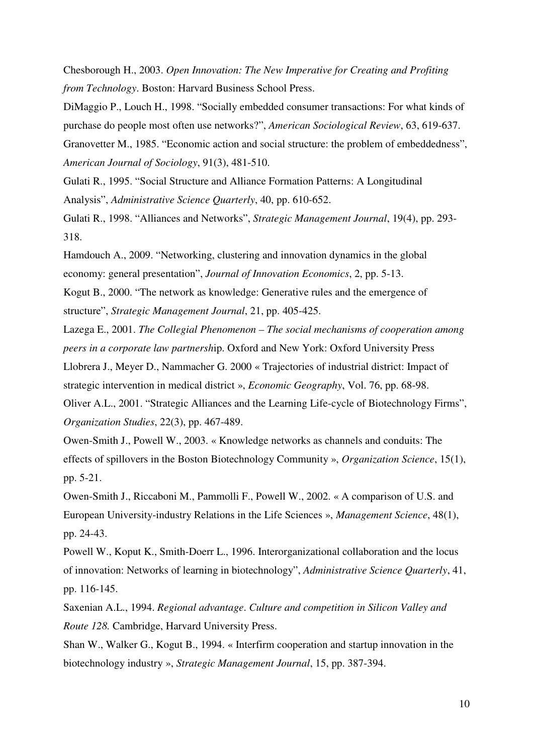Chesborough H., 2003. *Open Innovation: The New Imperative for Creating and Profiting from Technology*. Boston: Harvard Business School Press.

DiMaggio P., Louch H., 1998. "Socially embedded consumer transactions: For what kinds of purchase do people most often use networks?", *American Sociological Review*, 63, 619-637.

Granovetter M., 1985. "Economic action and social structure: the problem of embeddedness", *American Journal of Sociology*, 91(3), 481-510.

Gulati R., 1995. "Social Structure and Alliance Formation Patterns: A Longitudinal Analysis", *Administrative Science Quarterly*, 40, pp. 610-652.

Gulati R., 1998. "Alliances and Networks", *Strategic Management Journal*, 19(4), pp. 293-318.

Hamdouch A., 2009. "Networking, clustering and innovation dynamics in the global economy: general presentation", *Journal of Innovation Economics*, 2, pp. 5-13.

Kogut B., 2000. "The network as knowledge: Generative rules and the emergence of structure", *Strategic Management Journal*, 21, pp. 405-425.

Lazega E., 2001. *The Collegial Phenomenon – The social mechanisms of cooperation among peers in a corporate law partnersh*ip. Oxford and New York: Oxford University Press

Llobrera J., Meyer D., Nammacher G. 2000 « Trajectories of industrial district: Impact of strategic intervention in medical district », *Economic Geography*, Vol. 76, pp. 68-98.

Oliver A.L., 2001. "Strategic Alliances and the Learning Life-cycle of Biotechnology Firms", *Organization Studies*, 22(3), pp. 467-489.

Owen-Smith J., Powell W., 2003. « Knowledge networks as channels and conduits: The effects of spillovers in the Boston Biotechnology Community », *Organization Science*, 15(1), pp. 5-21.

Owen-Smith J., Riccaboni M., Pammolli F., Powell W., 2002. « A comparison of U.S. and European University-industry Relations in the Life Sciences », *Management Science*, 48(1), pp. 24-43.

Powell W., Koput K., Smith-Doerr L., 1996. Interorganizational collaboration and the locus of innovation: Networks of learning in biotechnology", *Administrative Science Quarterly*, 41, pp. 116-145.

Saxenian A.L., 1994. *Regional advantage*. *Culture and competition in Silicon Valley and Route 128.* Cambridge, Harvard University Press.

Shan W., Walker G., Kogut B., 1994. « Interfirm cooperation and startup innovation in the biotechnology industry », *Strategic Management Journal*, 15, pp. 387-394.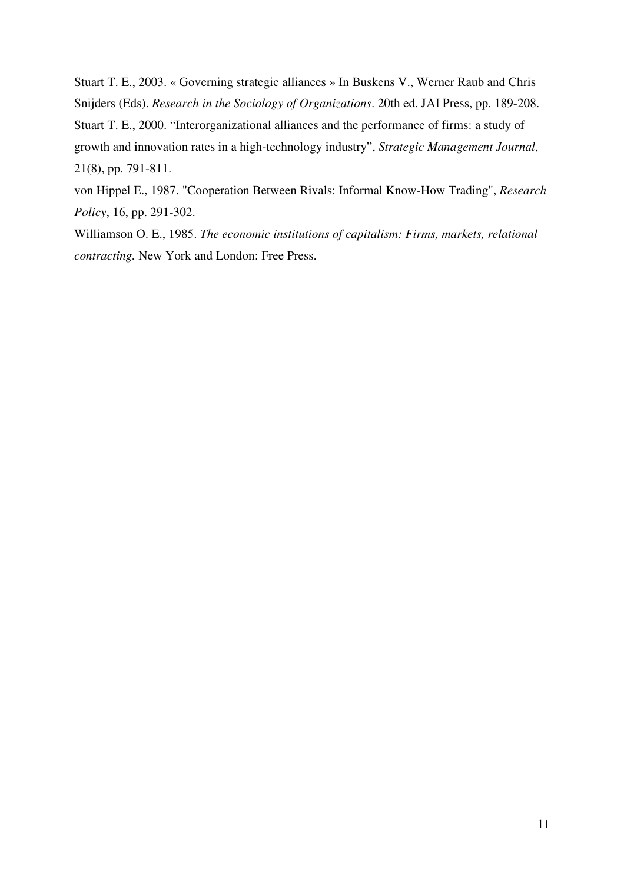Stuart T. E., 2003. « Governing strategic alliances » In Buskens V., Werner Raub and Chris Snijders (Eds). *Research in the Sociology of Organizations*. 20th ed. JAI Press, pp. 189-208.

Stuart T. E., 2000. "Interorganizational alliances and the performance of firms: a study of growth and innovation rates in a high-technology industry", *Strategic Management Journal*, 21(8), pp. 791-811.

von Hippel E., 1987. "Cooperation Between Rivals: Informal Know-How Trading", *Research Policy*, 16, pp. 291-302.

Williamson O. E., 1985. *The economic institutions of capitalism: Firms, markets, relational contracting.* New York and London: Free Press.